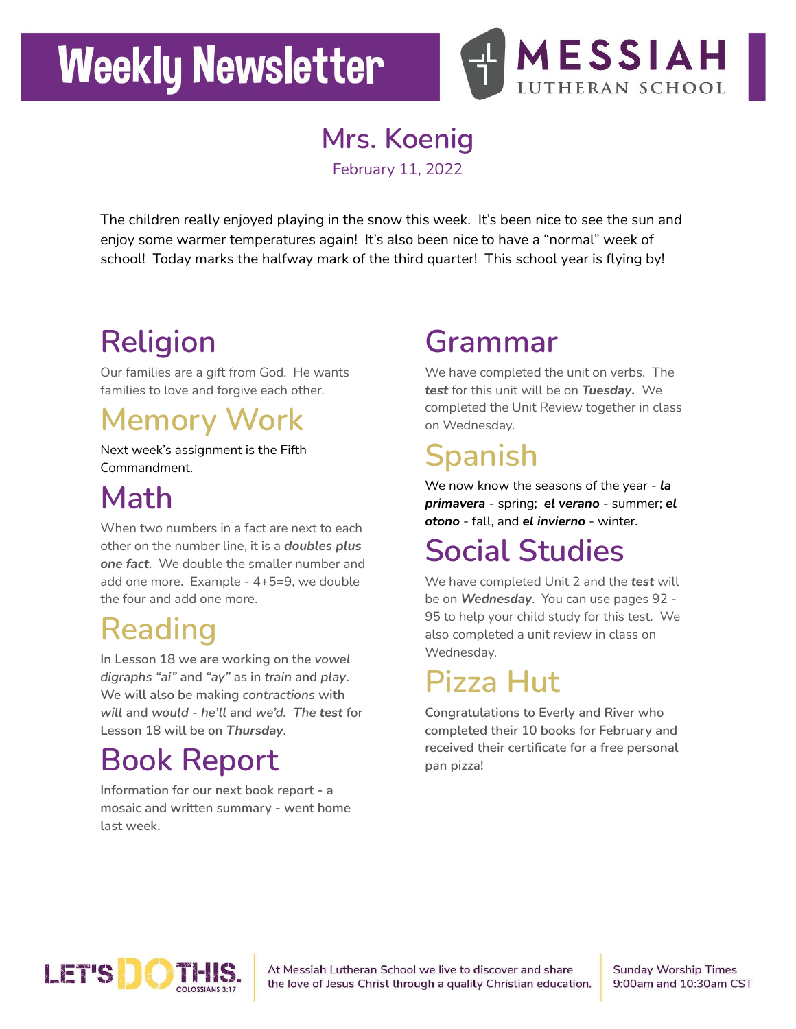# Weekly Newsletter

MESSIAH LUTHERAN SCHOOL

## Mrs. Koenig

February 11, 2022

The children really enjoyed playing in the snow this week. It's been nice to see the sun and enjoy some warmer temperatures again! It's also been nice to have a "normal" week of school! Today marks the halfway mark of the third quarter! This school year is flying by!

## Religion

Our families are a gift from God. He wants families to love and forgive each other.

## Memory Work

Next week's assignment is the Fifth Commandment.

## Math

When two numbers in a fact are next to each other on the number line, it is a ***doubles plus one fact***. We double the smaller number and add one more. Example - 4+5=9, we double the four and add one more.

## Reading

In Lesson 18 we are working on the *vowel digraphs "ai"* and *"ay"* as in *train* and *play*. We will also be making *contractions* with *will* and *would* - *he'll* and *we'd. The* **test** for Lesson 18 will be on ***Thursday***.

## Book Report

Information for our next book report - a mosaic and written summary - went home last week.

## Grammar

We have completed the unit on verbs. The ***test*** for this unit will be on ***Tuesday.*** We completed the Unit Review together in class on Wednesday.

## Spanish

We now know the seasons of the year - ***la primavera*** - spring; ***el verano*** - summer; ***el otono*** - fall, and ***el invierno*** - winter.

## Social Studies

We have completed Unit 2 and the ***test*** will be on ***Wednesday***. You can use pages 92 - 95 to help your child study for this test. We also completed a unit review in class on Wednesday.

## Pizza Hut

Congratulations to Everly and River who completed their 10 books for February and received their certificate for a free personal pan pizza!

LET'S DO THIS. COLOSSIANS 3:17

At Messiah Lutheran School we live to discover and share the love of Jesus Christ through a quality Christian education.

Sunday Worship Times
9:00am and 10:30am CST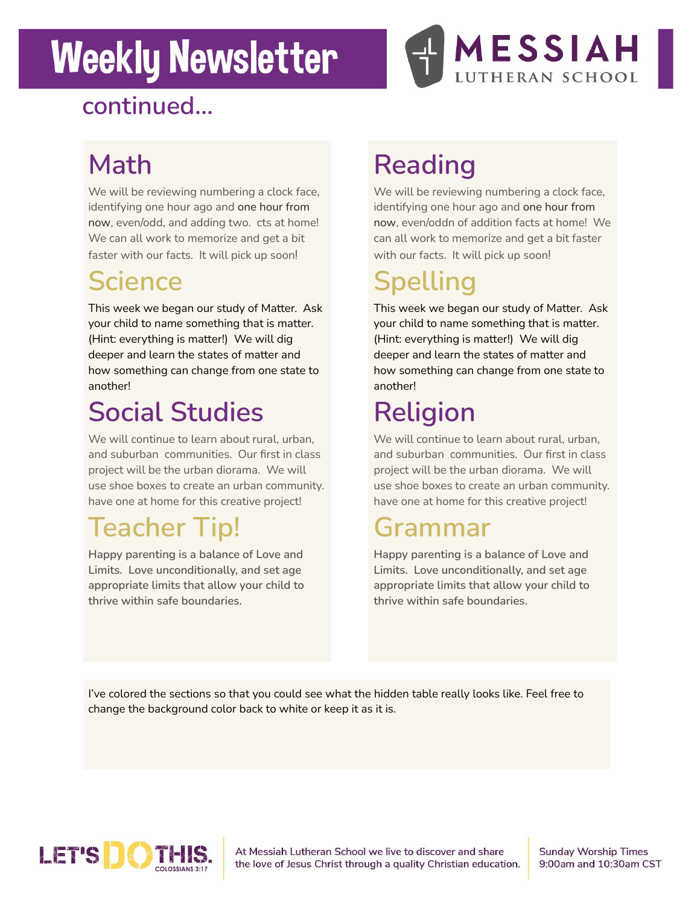# Weekly Newsletter

MESSIAH LUTHERAN SCHOOL

continued...

## Math

We will be reviewing numbering a clock face, identifying one hour ago and one hour from now, even/odd, and adding two. cts at home! We can all work to memorize and get a bit faster with our facts. It will pick up soon!

## Science

This week we began our study of Matter. Ask your child to name something that is matter. (Hint: everything is matter!) We will dig deeper and learn the states of matter and how something can change from one state to another!

## Social Studies

We will continue to learn about rural, urban, and suburban communities. Our first in class project will be the urban diorama. We will use shoe boxes to create an urban community. have one at home for this creative project!

## Teacher Tip!

Happy parenting is a balance of Love and Limits. Love unconditionally, and set age appropriate limits that allow your child to thrive within safe boundaries.

## Reading

We will be reviewing numbering a clock face, identifying one hour ago and one hour from now, even/oddn of addition facts at home! We can all work to memorize and get a bit faster with our facts. It will pick up soon!

## Spelling

This week we began our study of Matter. Ask your child to name something that is matter. (Hint: everything is matter!) We will dig deeper and learn the states of matter and how something can change from one state to another!

## Religion

We will continue to learn about rural, urban, and suburban communities. Our first in class project will be the urban diorama. We will use shoe boxes to create an urban community. have one at home for this creative project!

## Grammar

Happy parenting is a balance of Love and Limits. Love unconditionally, and set age appropriate limits that allow your child to thrive within safe boundaries.

I've colored the sections so that you could see what the hidden table really looks like. Feel free to change the background color back to white or keep it as it is.

LET'S DO THIS. COLOSSIANS 3:17

At Messiah Lutheran School we live to discover and share the love of Jesus Christ through a quality Christian education.

Sunday Worship Times
9:00am and 10:30am CST